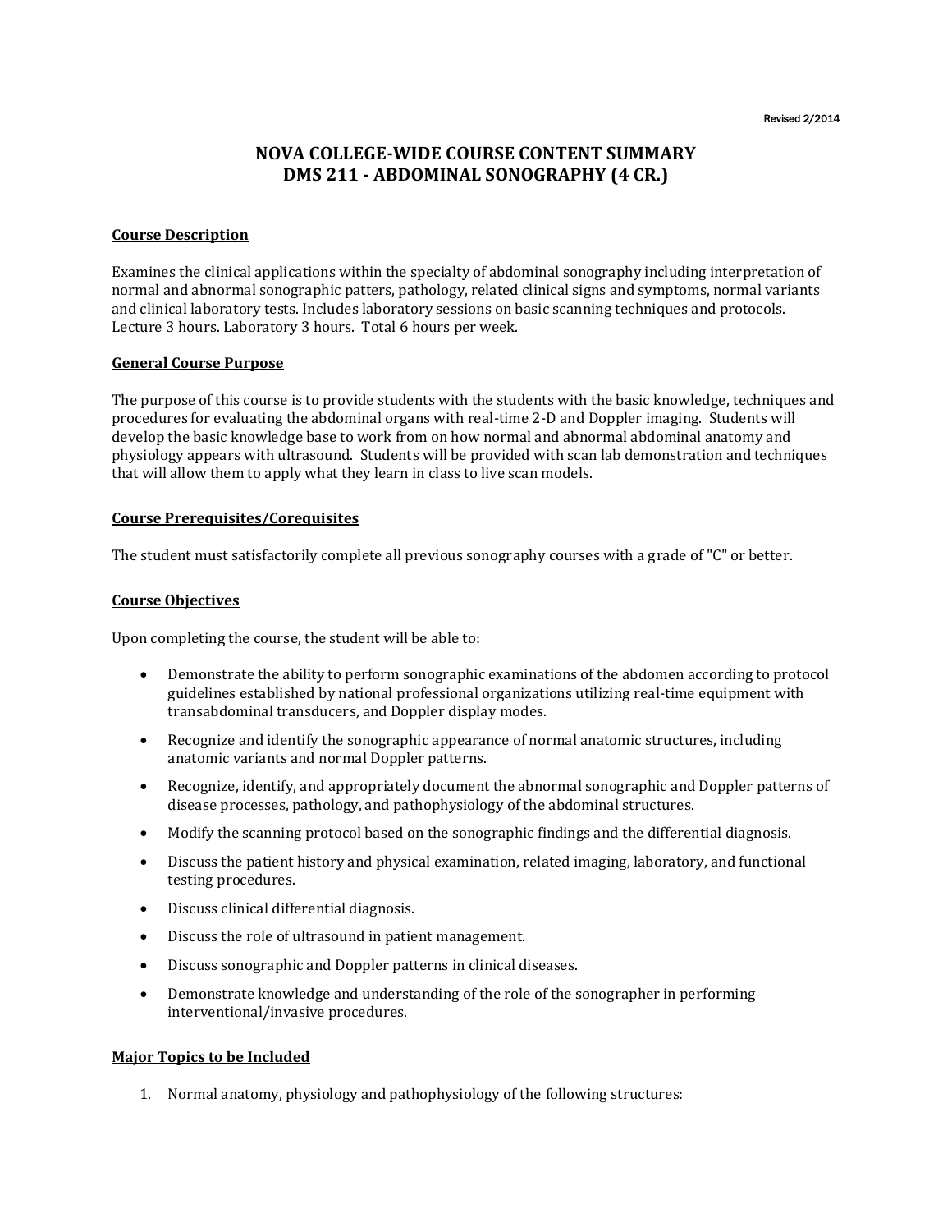Revised 2/2014

# NOVA COLLEGE-WIDE COURSE CONTENT SUMMARY
# DMS 211 - ABDOMINAL SONOGRAPHY (4 CR.)

## Course Description

Examines the clinical applications within the specialty of abdominal sonography including interpretation of normal and abnormal sonographic patters, pathology, related clinical signs and symptoms, normal variants and clinical laboratory tests. Includes laboratory sessions on basic scanning techniques and protocols. Lecture 3 hours. Laboratory 3 hours. Total 6 hours per week.

## General Course Purpose

The purpose of this course is to provide students with the students with the basic knowledge, techniques and procedures for evaluating the abdominal organs with real-time 2-D and Doppler imaging. Students will develop the basic knowledge base to work from on how normal and abnormal abdominal anatomy and physiology appears with ultrasound. Students will be provided with scan lab demonstration and techniques that will allow them to apply what they learn in class to live scan models.

## Course Prerequisites/Corequisites

The student must satisfactorily complete all previous sonography courses with a grade of "C" or better.

## Course Objectives

Upon completing the course, the student will be able to:

- Demonstrate the ability to perform sonographic examinations of the abdomen according to protocol guidelines established by national professional organizations utilizing real-time equipment with transabdominal transducers, and Doppler display modes.
- Recognize and identify the sonographic appearance of normal anatomic structures, including anatomic variants and normal Doppler patterns.
- Recognize, identify, and appropriately document the abnormal sonographic and Doppler patterns of disease processes, pathology, and pathophysiology of the abdominal structures.
- Modify the scanning protocol based on the sonographic findings and the differential diagnosis.
- Discuss the patient history and physical examination, related imaging, laboratory, and functional testing procedures.
- Discuss clinical differential diagnosis.
- Discuss the role of ultrasound in patient management.
- Discuss sonographic and Doppler patterns in clinical diseases.
- Demonstrate knowledge and understanding of the role of the sonographer in performing interventional/invasive procedures.

## Major Topics to be Included

1. Normal anatomy, physiology and pathophysiology of the following structures: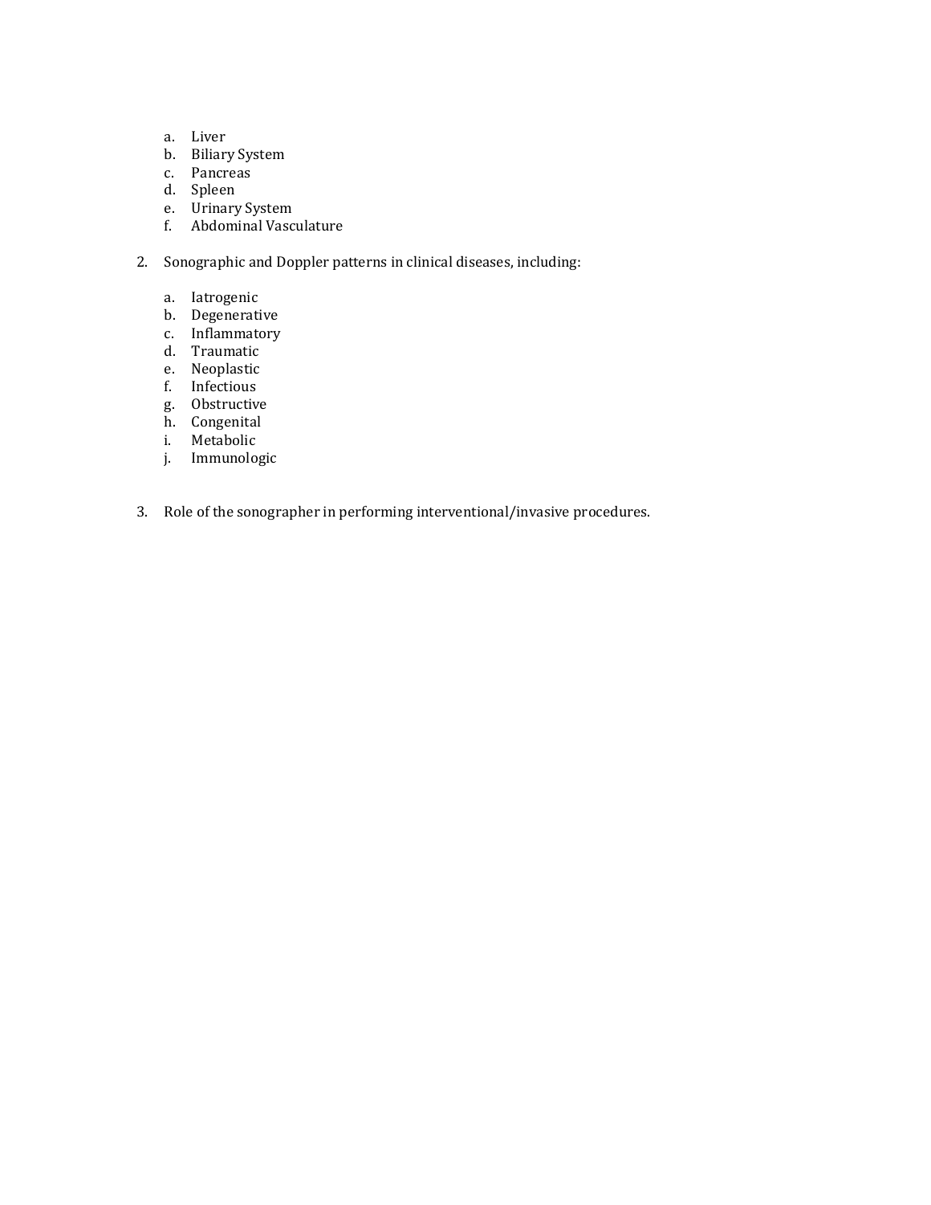a. Liver
   b. Biliary System
   c. Pancreas
   d. Spleen
   e. Urinary System
   f. Abdominal Vasculature

2. Sonographic and Doppler patterns in clinical diseases, including:

   a. Iatrogenic
   b. Degenerative
   c. Inflammatory
   d. Traumatic
   e. Neoplastic
   f. Infectious
   g. Obstructive
   h. Congenital
   i. Metabolic
   j. Immunologic

3. Role of the sonographer in performing interventional/invasive procedures.